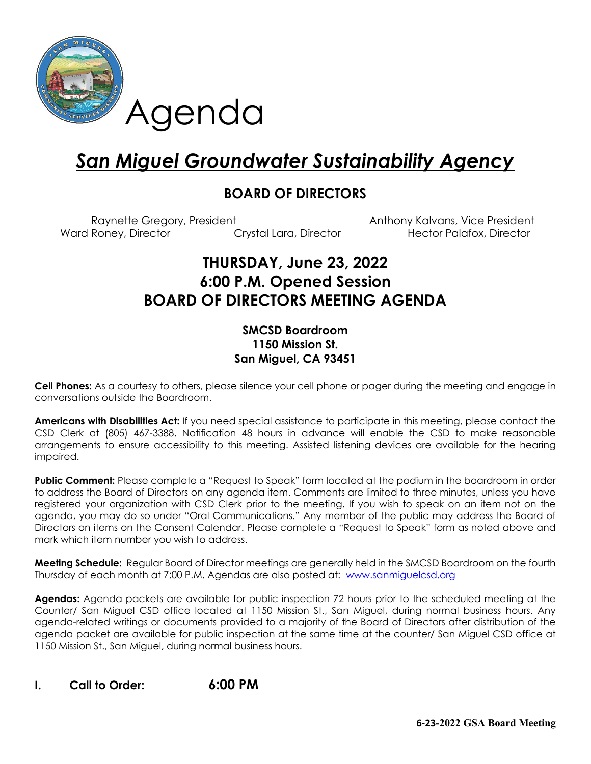# Agenda

# *San Miguel Groundwater Sustainability Agency*

## BOARD OF DIRECTORS

Raynette Gregory, President　　Anthony Kalvans, Vice President
Ward Roney, Director　　Crystal Lara, Director　　Hector Palafox, Director

## THURSDAY, June 23, 2022
## 6:00 P.M. Opened Session
## BOARD OF DIRECTORS MEETING AGENDA

**SMCSD Boardroom**
**1150 Mission St.**
**San Miguel, CA 93451**

**Cell Phones:** As a courtesy to others, please silence your cell phone or pager during the meeting and engage in conversations outside the Boardroom.

**Americans with Disabilities Act:** If you need special assistance to participate in this meeting, please contact the CSD Clerk at (805) 467-3388. Notification 48 hours in advance will enable the CSD to make reasonable arrangements to ensure accessibility to this meeting. Assisted listening devices are available for the hearing impaired.

**Public Comment:** Please complete a "Request to Speak" form located at the podium in the boardroom in order to address the Board of Directors on any agenda item. Comments are limited to three minutes, unless you have registered your organization with CSD Clerk prior to the meeting. If you wish to speak on an item not on the agenda, you may do so under "Oral Communications." Any member of the public may address the Board of Directors on items on the Consent Calendar. Please complete a "Request to Speak" form as noted above and mark which item number you wish to address.

**Meeting Schedule:** Regular Board of Director meetings are generally held in the SMCSD Boardroom on the fourth Thursday of each month at 7:00 P.M. Agendas are also posted at: [www.sanmiguelcsd.org](http://www.sanmiguelcsd.org)

**Agendas:** Agenda packets are available for public inspection 72 hours prior to the scheduled meeting at the Counter/ San Miguel CSD office located at 1150 Mission St., San Miguel, during normal business hours. Any agenda-related writings or documents provided to a majority of the Board of Directors after distribution of the agenda packet are available for public inspection at the same time at the counter/ San Miguel CSD office at 1150 Mission St., San Miguel, during normal business hours.

## I. Call to Order: 6:00 PM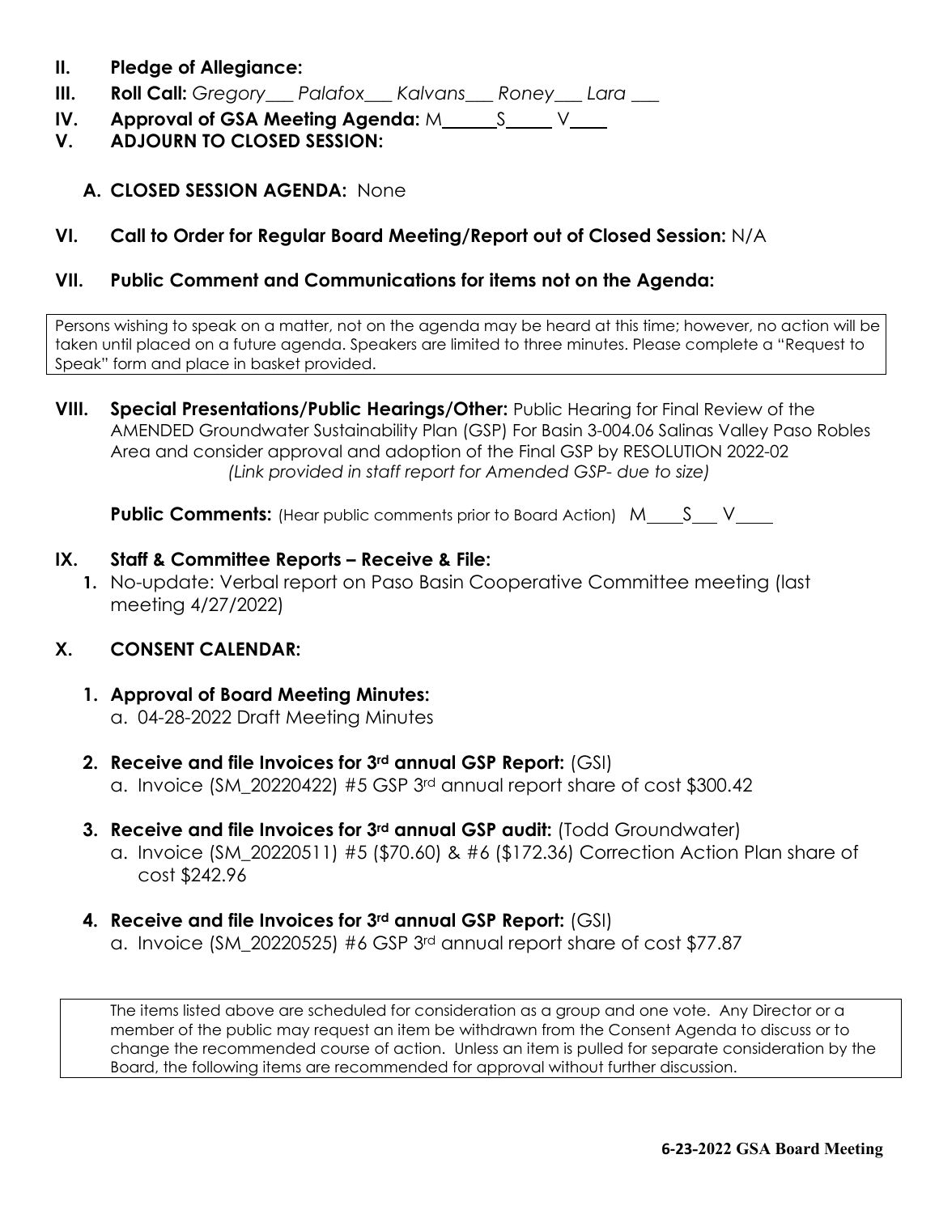**II. Pledge of Allegiance:**

**III. Roll Call:** *Gregory___ Palafox___ Kalvans___ Roney___ Lara ___*

**IV. Approval of GSA Meeting Agenda:** M______S_____ V____

**V. ADJOURN TO CLOSED SESSION:**

**A. CLOSED SESSION AGENDA:** None

**VI. Call to Order for Regular Board Meeting/Report out of Closed Session:** N/A

**VII. Public Comment and Communications for items not on the Agenda:**

Persons wishing to speak on a matter, not on the agenda may be heard at this time; however, no action will be taken until placed on a future agenda. Speakers are limited to three minutes. Please complete a "Request to Speak" form and place in basket provided.

**VIII. Special Presentations/Public Hearings/Other:** Public Hearing for Final Review of the AMENDED Groundwater Sustainability Plan (GSP) For Basin 3-004.06 Salinas Valley Paso Robles Area and consider approval and adoption of the Final GSP by RESOLUTION 2022-02 *(Link provided in staff report for Amended GSP- due to size)*

**Public Comments:** (Hear public comments prior to Board Action) M____S___ V____

**IX. Staff & Committee Reports – Receive & File:**

1. No-update: Verbal report on Paso Basin Cooperative Committee meeting (last meeting 4/27/2022)

**X. CONSENT CALENDAR:**

1. **Approval of Board Meeting Minutes:**
   a. 04-28-2022 Draft Meeting Minutes
2. **Receive and file Invoices for 3rd annual GSP Report:** (GSI)
   a. Invoice (SM_20220422) #5 GSP 3rd annual report share of cost $300.42
3. **Receive and file Invoices for 3rd annual GSP audit:** (Todd Groundwater)
   a. Invoice (SM_20220511) #5 ($70.60) & #6 ($172.36) Correction Action Plan share of cost $242.96
4. **Receive and file Invoices for 3rd annual GSP Report:** (GSI)
   a. Invoice (SM_20220525) #6 GSP 3rd annual report share of cost $77.87

The items listed above are scheduled for consideration as a group and one vote. Any Director or a member of the public may request an item be withdrawn from the Consent Agenda to discuss or to change the recommended course of action. Unless an item is pulled for separate consideration by the Board, the following items are recommended for approval without further discussion.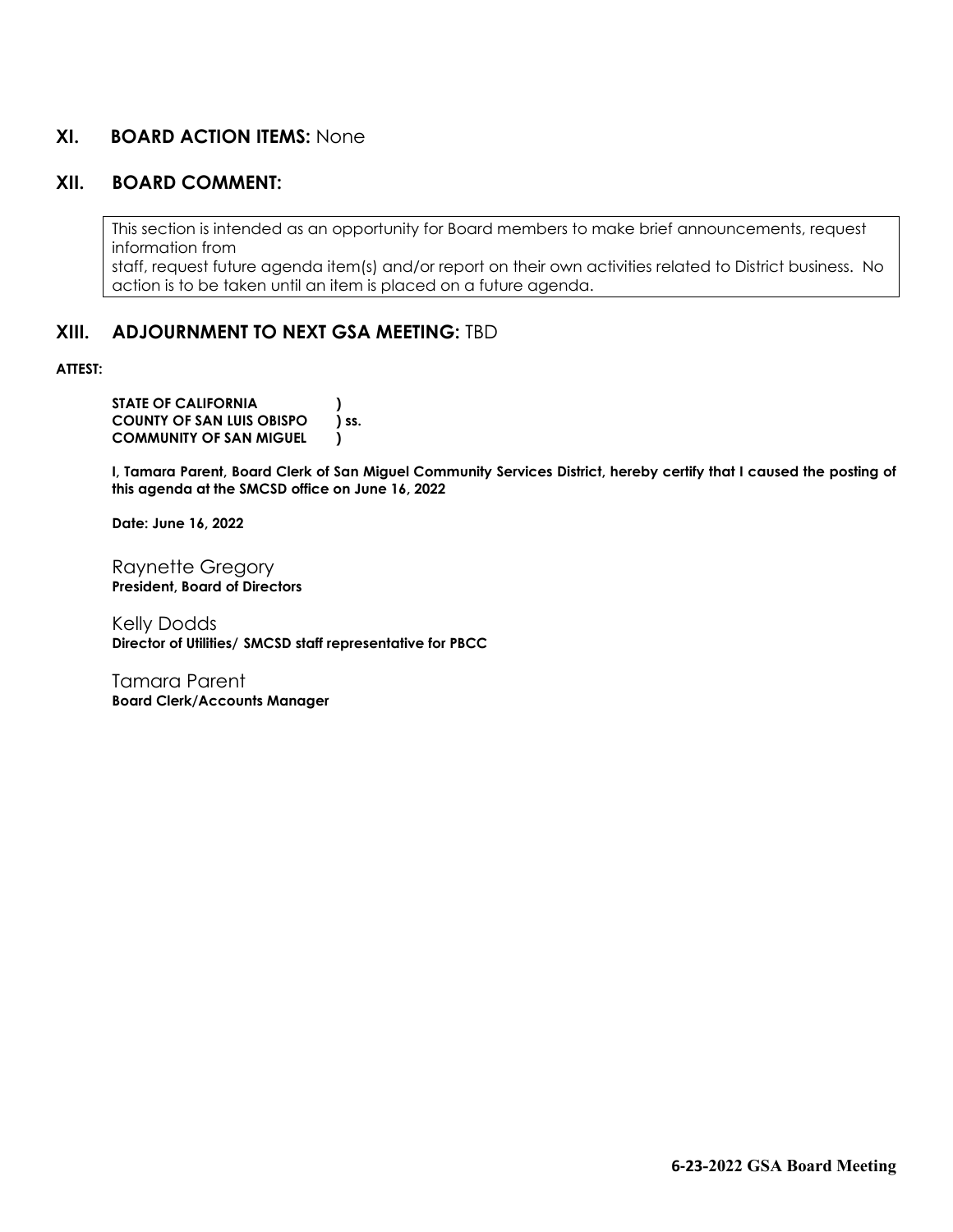## XI. BOARD ACTION ITEMS: None

## XII. BOARD COMMENT:

This section is intended as an opportunity for Board members to make brief announcements, request information from
staff, request future agenda item(s) and/or report on their own activities related to District business. No action is to be taken until an item is placed on a future agenda.

## XIII. ADJOURNMENT TO NEXT GSA MEETING: TBD

**ATTEST:**

**STATE OF CALIFORNIA )**
**COUNTY OF SAN LUIS OBISPO ) ss.**
**COMMUNITY OF SAN MIGUEL )**

**I, Tamara Parent, Board Clerk of San Miguel Community Services District, hereby certify that I caused the posting of this agenda at the SMCSD office on June 16, 2022**

**Date: June 16, 2022**

Raynette Gregory
**President, Board of Directors**

Kelly Dodds
**Director of Utilities/ SMCSD staff representative for PBCC**

Tamara Parent
**Board Clerk/Accounts Manager**